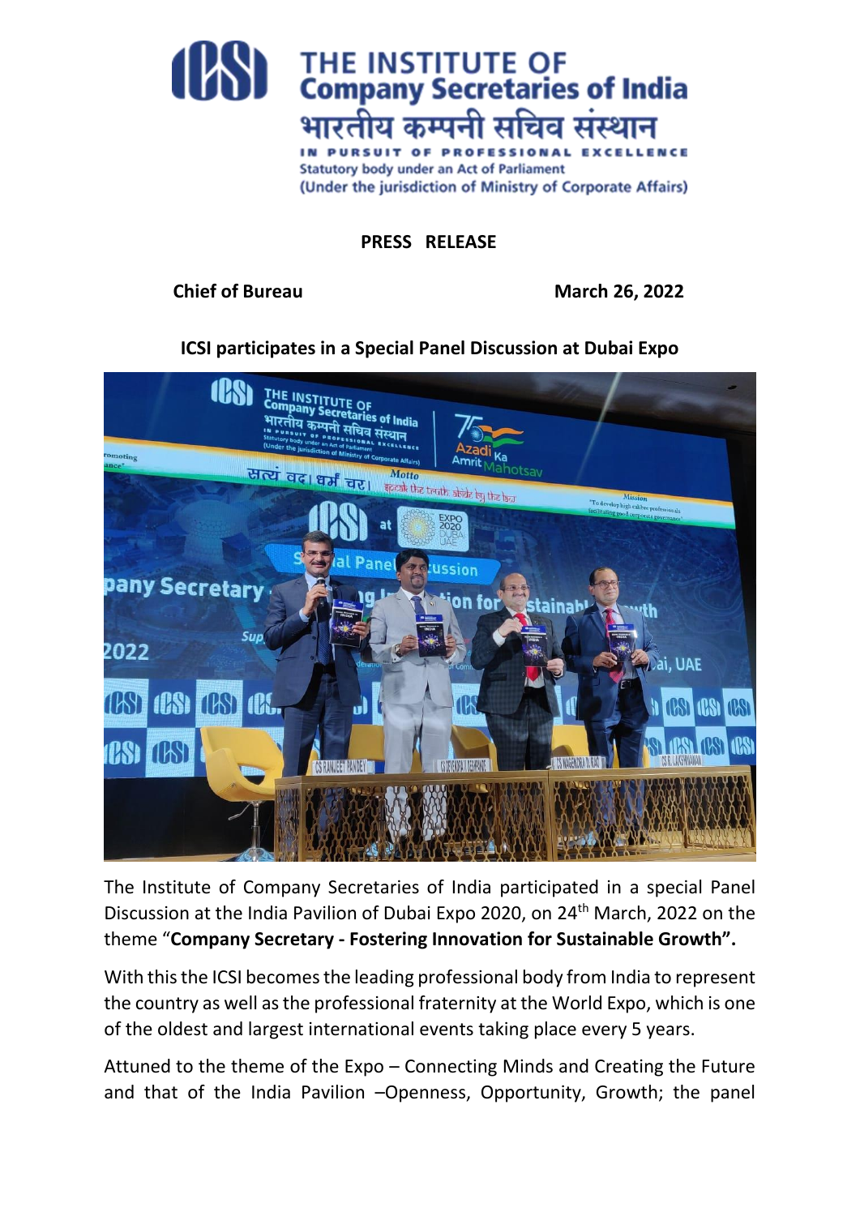# THE INSTITUTE OF Company Secretaries of India

भारतीय कम्पनी सचिव संस्थान

IN PURSUIT OF PROFESSIONAL EXCELLENCE

Statutory body under an Act of Parliament

(Under the jurisdiction of Ministry of Corporate Affairs)

**PRESS RELEASE**

**Chief of Bureau** **March 26, 2022**

**ICSI participates in a Special Panel Discussion at Dubai Expo**

The Institute of Company Secretaries of India participated in a special Panel Discussion at the India Pavilion of Dubai Expo 2020, on 24th March, 2022 on the theme "**Company Secretary - Fostering Innovation for Sustainable Growth".**

With this the ICSI becomes the leading professional body from India to represent the country as well as the professional fraternity at the World Expo, which is one of the oldest and largest international events taking place every 5 years.

Attuned to the theme of the Expo – Connecting Minds and Creating the Future and that of the India Pavilion –Openness, Opportunity, Growth; the panel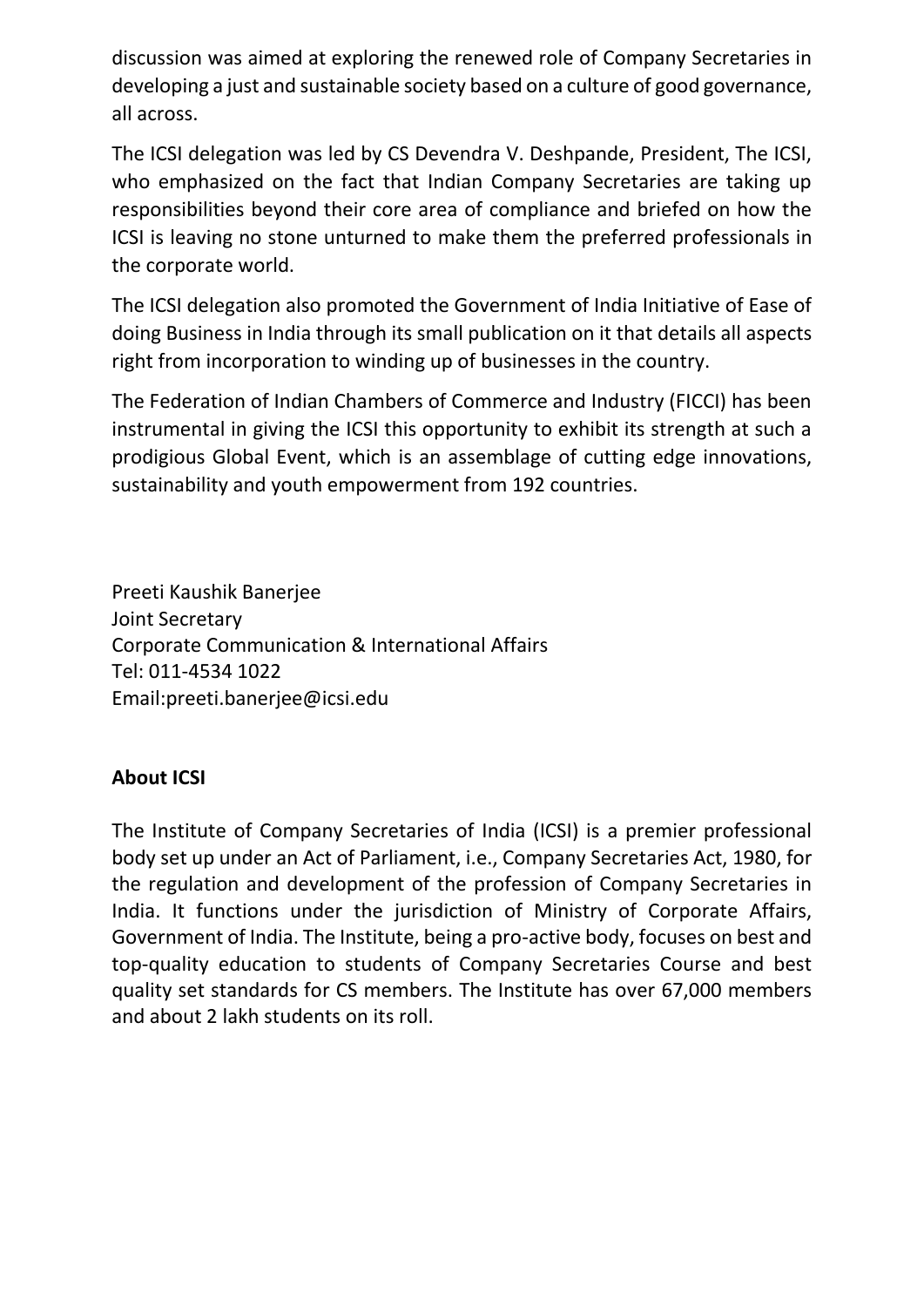discussion was aimed at exploring the renewed role of Company Secretaries in developing a just and sustainable society based on a culture of good governance, all across.

The ICSI delegation was led by CS Devendra V. Deshpande, President, The ICSI, who emphasized on the fact that Indian Company Secretaries are taking up responsibilities beyond their core area of compliance and briefed on how the ICSI is leaving no stone unturned to make them the preferred professionals in the corporate world.

The ICSI delegation also promoted the Government of India Initiative of Ease of doing Business in India through its small publication on it that details all aspects right from incorporation to winding up of businesses in the country.

The Federation of Indian Chambers of Commerce and Industry (FICCI) has been instrumental in giving the ICSI this opportunity to exhibit its strength at such a prodigious Global Event, which is an assemblage of cutting edge innovations, sustainability and youth empowerment from 192 countries.

Preeti Kaushik Banerjee
Joint Secretary
Corporate Communication & International Affairs
Tel: 011-4534 1022
Email:preeti.banerjee@icsi.edu

**About ICSI**

The Institute of Company Secretaries of India (ICSI) is a premier professional body set up under an Act of Parliament, i.e., Company Secretaries Act, 1980, for the regulation and development of the profession of Company Secretaries in India. It functions under the jurisdiction of Ministry of Corporate Affairs, Government of India. The Institute, being a pro-active body, focuses on best and top-quality education to students of Company Secretaries Course and best quality set standards for CS members. The Institute has over 67,000 members and about 2 lakh students on its roll.